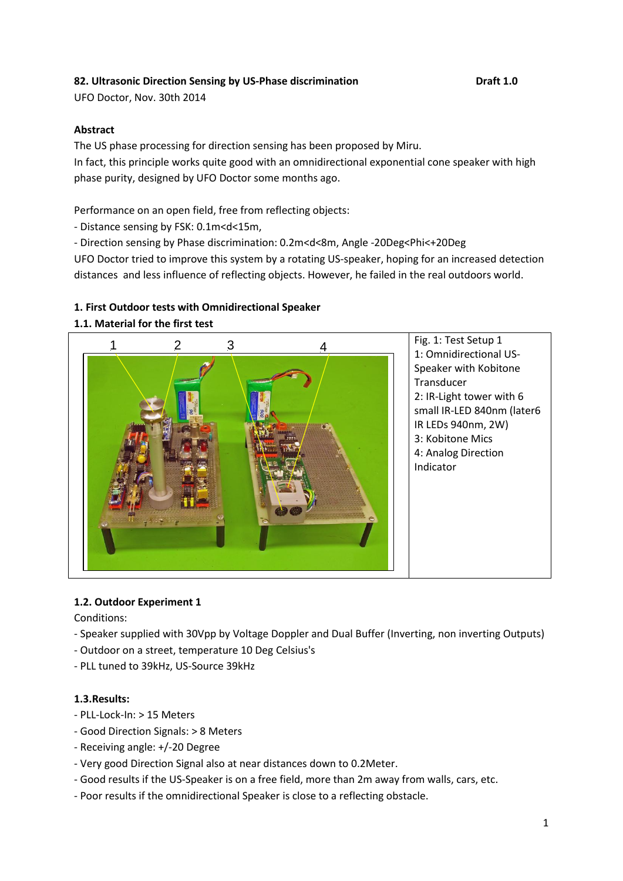**82. Ultrasonic Direction Sensing by US-Phase discrimination** **Draft 1.0**

UFO Doctor, Nov. 30th 2014

**Abstract**

The US phase processing for direction sensing has been proposed by Miru.
In fact, this principle works quite good with an omnidirectional exponential cone speaker with high phase purity, designed by UFO Doctor some months ago.

Performance on an open field, free from reflecting objects:

- Distance sensing by FSK: 0.1m<d<15m,
- Direction sensing by Phase discrimination: 0.2m<d<8m, Angle -20Deg<Phi<+20Deg

UFO Doctor tried to improve this system by a rotating US-speaker, hoping for an increased detection distances and less influence of reflecting objects. However, he failed in the real outdoors world.

## 1. First Outdoor tests with Omnidirectional Speaker

### 1.1. Material for the first test

Fig. 1: Test Setup 1
1: Omnidirectional US-Speaker with Kobitone Transducer
2: IR-Light tower with 6 small IR-LED 840nm (later6 IR LEDs 940nm, 2W)
3: Kobitone Mics
4: Analog Direction Indicator

### 1.2. Outdoor Experiment 1

Conditions:

- Speaker supplied with 30Vpp by Voltage Doppler and Dual Buffer (Inverting, non inverting Outputs)
- Outdoor on a street, temperature 10 Deg Celsius's
- PLL tuned to 39kHz, US-Source 39kHz

### 1.3.Results:

- PLL-Lock-In: > 15 Meters
- Good Direction Signals: > 8 Meters
- Receiving angle: +/-20 Degree
- Very good Direction Signal also at near distances down to 0.2Meter.
- Good results if the US-Speaker is on a free field, more than 2m away from walls, cars, etc.
- Poor results if the omnidirectional Speaker is close to a reflecting obstacle.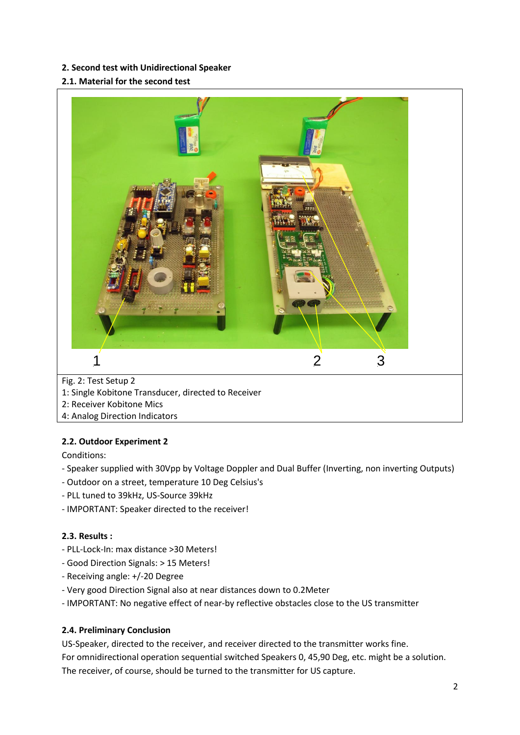## 2. Second test with Unidirectional Speaker

### 2.1. Material for the second test

1 2 3

Fig. 2: Test Setup 2
1: Single Kobitone Transducer, directed to Receiver
2: Receiver Kobitone Mics
4: Analog Direction Indicators

### 2.2. Outdoor Experiment 2

Conditions:

- Speaker supplied with 30Vpp by Voltage Doppler and Dual Buffer (Inverting, non inverting Outputs)
- Outdoor on a street, temperature 10 Deg Celsius's
- PLL tuned to 39kHz, US-Source 39kHz
- IMPORTANT: Speaker directed to the receiver!

### 2.3. Results :

- PLL-Lock-In: max distance >30 Meters!
- Good Direction Signals: > 15 Meters!
- Receiving angle: +/-20 Degree
- Very good Direction Signal also at near distances down to 0.2Meter
- IMPORTANT: No negative effect of near-by reflective obstacles close to the US transmitter

### 2.4. Preliminary Conclusion

US-Speaker, directed to the receiver, and receiver directed to the transmitter works fine.
For omnidirectional operation sequential switched Speakers 0, 45,90 Deg, etc. might be a solution.
The receiver, of course, should be turned to the transmitter for US capture.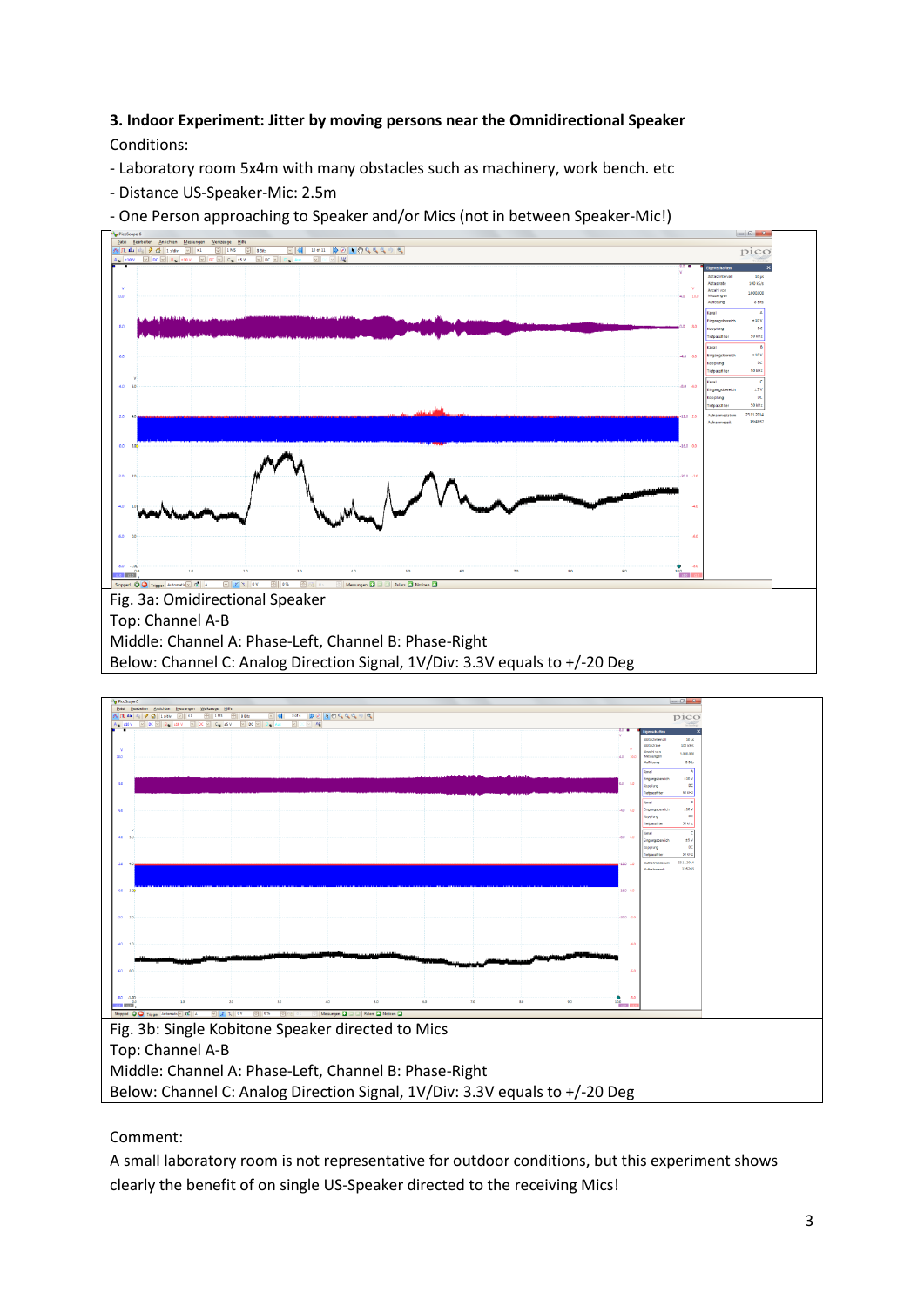**3. Indoor Experiment: Jitter by moving persons near the Omnidirectional Speaker**

Conditions:

- Laboratory room 5x4m with many obstacles such as machinery, work bench. etc
- Distance US-Speaker-Mic: 2.5m
- One Person approaching to Speaker and/or Mics (not in between Speaker-Mic!)

Fig. 3a: Omidirectional Speaker
Top: Channel A-B
Middle: Channel A: Phase-Left, Channel B: Phase-Right
Below: Channel C: Analog Direction Signal, 1V/Div: 3.3V equals to +/-20 Deg

Fig. 3b: Single Kobitone Speaker directed to Mics
Top: Channel A-B
Middle: Channel A: Phase-Left, Channel B: Phase-Right
Below: Channel C: Analog Direction Signal, 1V/Div: 3.3V equals to +/-20 Deg

Comment:

A small laboratory room is not representative for outdoor conditions, but this experiment shows clearly the benefit of on single US-Speaker directed to the receiving Mics!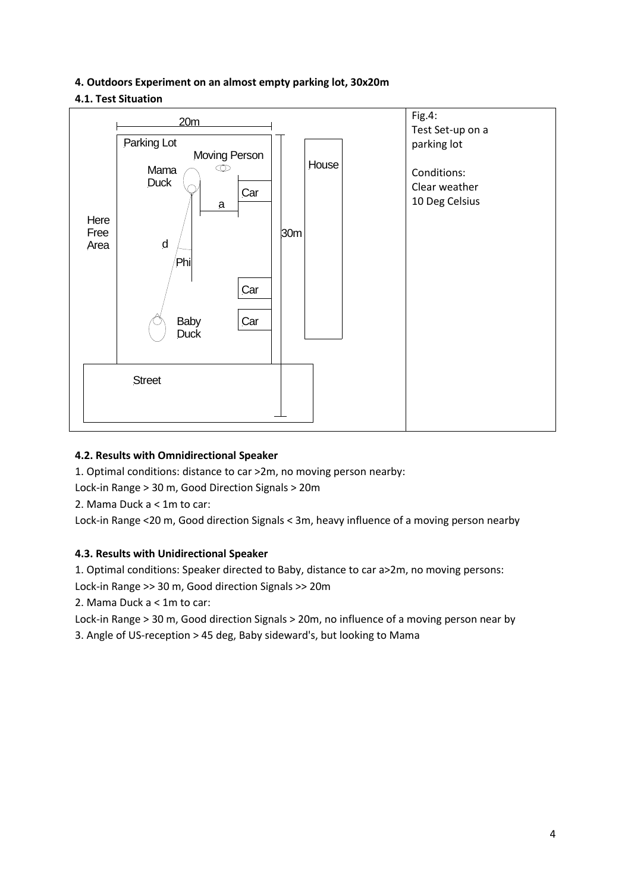**4. Outdoors Experiment on an almost empty parking lot, 30x20m**

**4.1. Test Situation**

Fig.4:
Test Set-up on a parking lot

Conditions:
Clear weather
10 Deg Celsius

**4.2. Results with Omnidirectional Speaker**

1. Optimal conditions: distance to car >2m, no moving person nearby:

Lock-in Range > 30 m, Good Direction Signals > 20m

2. Mama Duck a < 1m to car:

Lock-in Range <20 m, Good direction Signals < 3m, heavy influence of a moving person nearby

**4.3. Results with Unidirectional Speaker**

1. Optimal conditions: Speaker directed to Baby, distance to car a>2m, no moving persons:

Lock-in Range >> 30 m, Good direction Signals >> 20m

2. Mama Duck a < 1m to car:

Lock-in Range > 30 m, Good direction Signals > 20m, no influence of a moving person near by

3. Angle of US-reception > 45 deg, Baby sideward's, but looking to Mama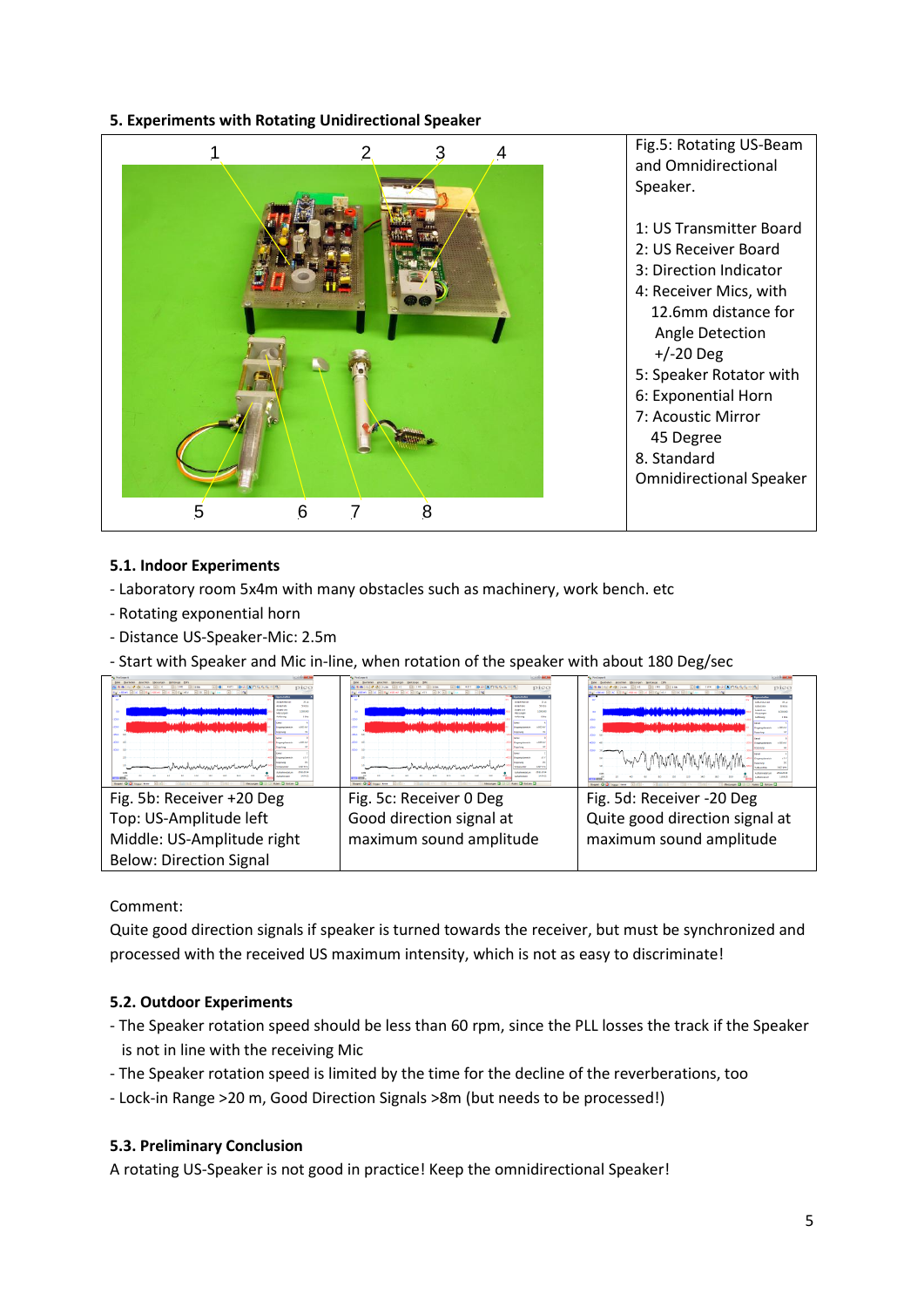## 5. Experiments with Rotating Unidirectional Speaker

Fig.5: Rotating US-Beam and Omnidirectional Speaker.

1: US Transmitter Board
2: US Receiver Board
3: Direction Indicator
4: Receiver Mics, with 12.6mm distance for Angle Detection +/-20 Deg
5: Speaker Rotator with
6: Exponential Horn
7: Acoustic Mirror 45 Degree
8. Standard Omnidirectional Speaker

### 5.1. Indoor Experiments

- Laboratory room 5x4m with many obstacles such as machinery, work bench. etc
- Rotating exponential horn
- Distance US-Speaker-Mic: 2.5m
- Start with Speaker and Mic in-line, when rotation of the speaker with about 180 Deg/sec

| Fig. 5b: Receiver +20 Deg<br>Top: US-Amplitude left<br>Middle: US-Amplitude right<br>Below: Direction Signal | Fig. 5c: Receiver 0 Deg<br>Good direction signal at maximum sound amplitude | Fig. 5d: Receiver -20 Deg<br>Quite good direction signal at maximum sound amplitude |
|---|---|---|

Comment:
Quite good direction signals if speaker is turned towards the receiver, but must be synchronized and processed with the received US maximum intensity, which is not as easy to discriminate!

### 5.2. Outdoor Experiments

- The Speaker rotation speed should be less than 60 rpm, since the PLL losses the track if the Speaker is not in line with the receiving Mic
- The Speaker rotation speed is limited by the time for the decline of the reverberations, too
- Lock-in Range >20 m, Good Direction Signals >8m (but needs to be processed!)

### 5.3. Preliminary Conclusion

A rotating US-Speaker is not good in practice! Keep the omnidirectional Speaker!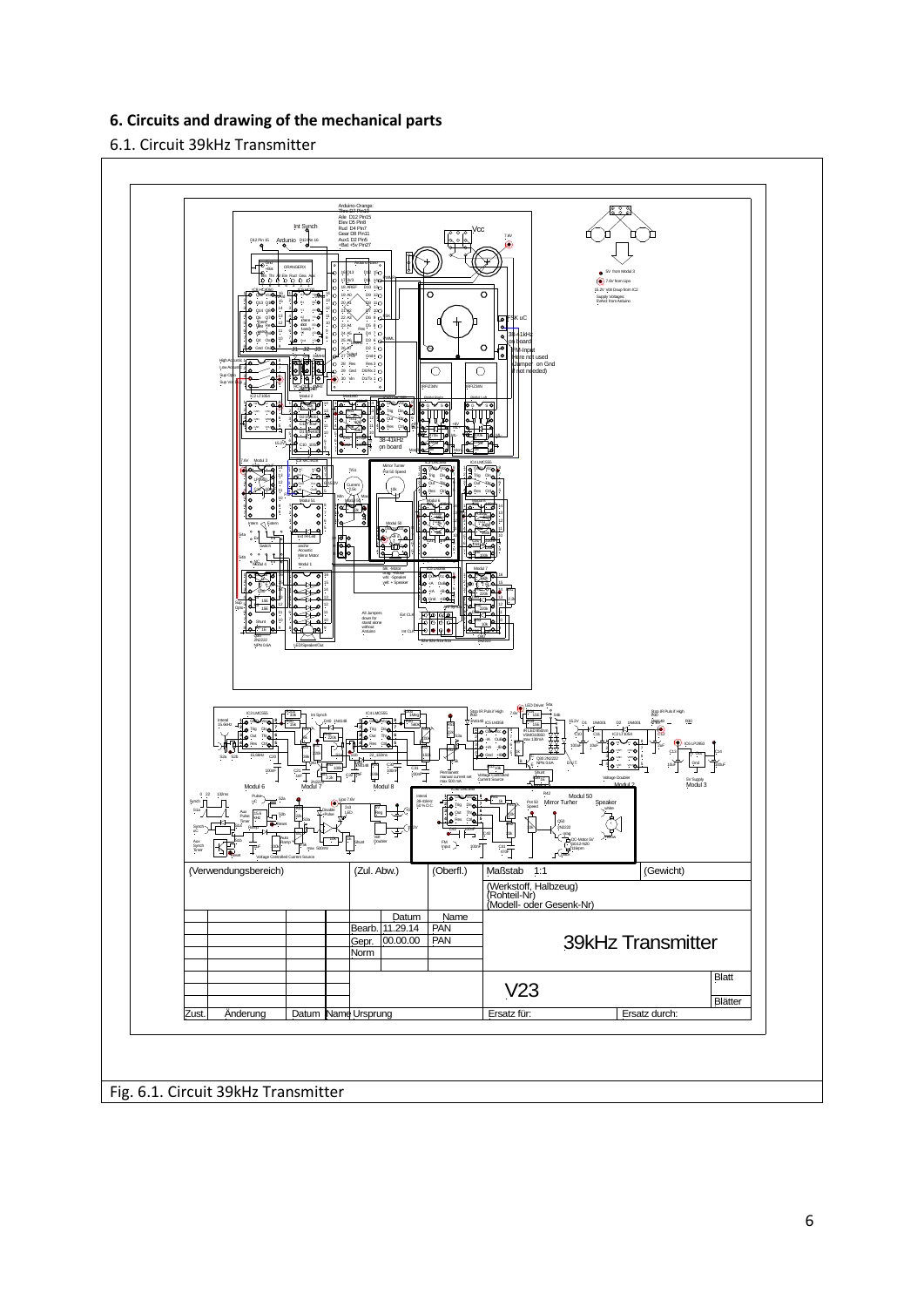## 6. Circuits and drawing of the mechanical parts

### 6.1. Circuit 39kHz Transmitter

| (Verwendungsbereich) | | | | (Zul. Abw.) | | (Oberfl.) | Maßstab 1:1 | | (Gewicht) |
|---|---|---|---|---|---|---|---|---|---|
| | | | | | | | (Werkstoff, Halbzeug) (Rohteil-Nr) (Modell- oder Gesenk-Nr) | | |
| | | | | | Datum | Name | | | |
| | | | | Bearb. | 11.29.14 | PAN | 39kHz Transmitter | | |
| | | | | Gepr. | 00.00.00 | PAN | | | |
| | | | | Norm | | | | | |
| | | | | | | | V23 | | Blatt |
| | | | | | | | | | Blätter |
| Zust. | Änderung | Datum | Name | Ursprung | | | Ersatz für: | Ersatz durch: | |

Fig. 6.1. Circuit 39kHz Transmitter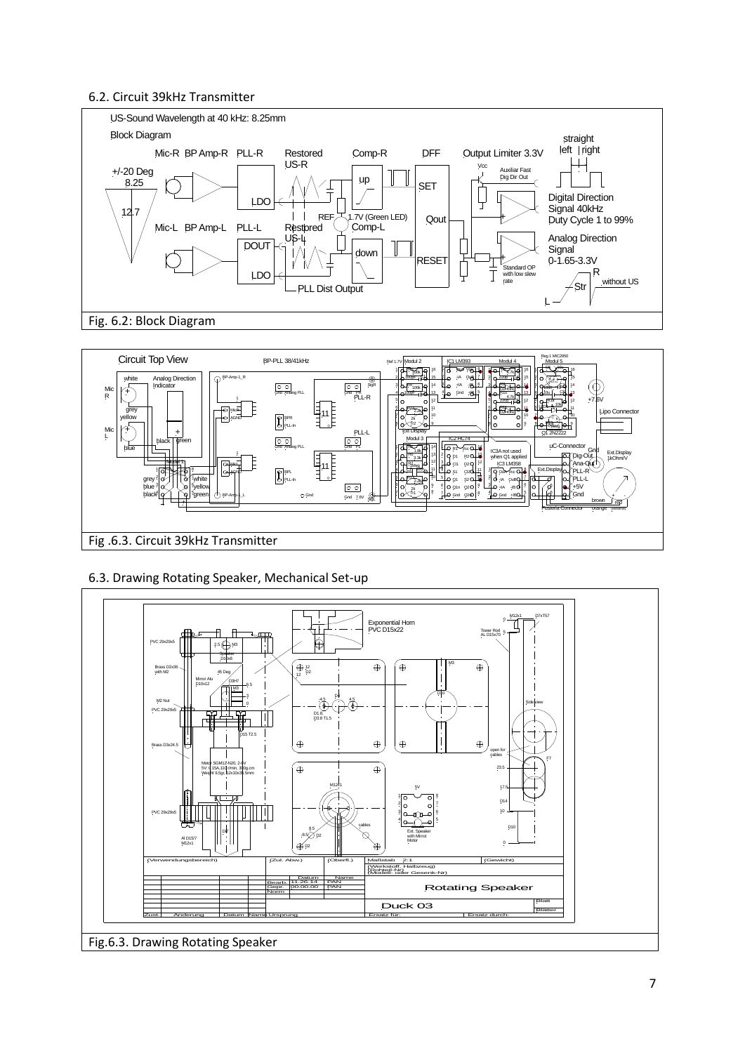## 6.2. Circuit 39kHz Transmitter

US-Sound Wavelength at 40 kHz: 8.25mm

Block Diagram

Mic-R BP Amp-R PLL-R Restored US-R Comp-R DFF Output Limiter 3.3V

straight left | right

+/-20 Deg 8.25

12.7

Vcc

Auxiliar Fast Dig Dir Out

up

SET

LDO

Digital Direction Signal 40kHz Duty Cycle 1 to 99%

REF 1.7V (Green LED)

Qout

Mic-L BP Amp-L PLL-L Restored US-L Comp-L

Analog Direction Signal 0-1.65-3.3V

DOUT

down

RESET

Standard OP with low slew rate

R

LDO

PLL Dist Output

Str

without US

L

Fig. 6.2: Block Diagram

Circuit Top View

BP-PLL 38/41kHz

Fig .6.3. Circuit 39kHz Transmitter

## 6.3. Drawing Rotating Speaker, Mechanical Set-up

Exponential Horn PVC D15x22

Rotating Speaker

Duck 03

Fig.6.3. Drawing Rotating Speaker